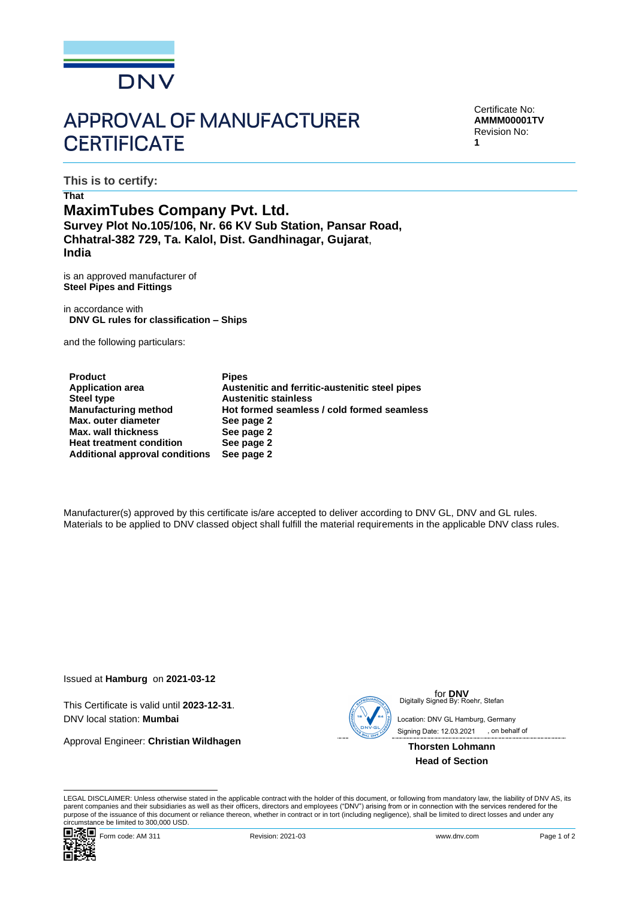DNV

# APPROVAL OF MANUFACTURER CERTIFICATE

Certificate No:
**AMMM00001TV**
Revision No:
**1**

**This is to certify:**

**That**

## MaximTubes Company Pvt. Ltd.

**Survey Plot No.105/106, Nr. 66 KV Sub Station, Pansar Road, Chhatral-382 729, Ta. Kalol, Dist. Gandhinagar, Gujarat**, **India**

is an approved manufacturer of
**Steel Pipes and Fittings**

in accordance with
**DNV GL rules for classification – Ships**

and the following particulars:

| | |
|---|---|
| **Product** | **Pipes** |
| **Application area** | **Austenitic and ferritic-austenitic steel pipes** |
| **Steel type** | **Austenitic stainless** |
| **Manufacturing method** | **Hot formed seamless / cold formed seamless** |
| **Max. outer diameter** | **See page 2** |
| **Max. wall thickness** | **See page 2** |
| **Heat treatment condition** | **See page 2** |
| **Additional approval conditions** | **See page 2** |

Manufacturer(s) approved by this certificate is/are accepted to deliver according to DNV GL, DNV and GL rules.
Materials to be applied to DNV classed object shall fulfill the material requirements in the applicable DNV class rules.

Issued at **Hamburg** on **2021-03-12**

This Certificate is valid until **2023-12-31**.
DNV local station: **Mumbai**

Approval Engineer: **Christian Wildhagen**

for **DNV**
Digitally Signed By: Roehr, Stefan
Location: DNV GL Hamburg, Germany
Signing Date: 12.03.2021 , on behalf of

**Thorsten Lohmann**
**Head of Section**

LEGAL DISCLAIMER: Unless otherwise stated in the applicable contract with the holder of this document, or following from mandatory law, the liability of DNV AS, its parent companies and their subsidiaries as well as their officers, directors and employees ("DNV") arising from or in connection with the services rendered for the purpose of the issuance of this document or reliance thereon, whether in contract or in tort (including negligence), shall be limited to direct losses and under any circumstance be limited to 300,000 USD.

Form code: AM 311 Revision: 2021-03 www.dnv.com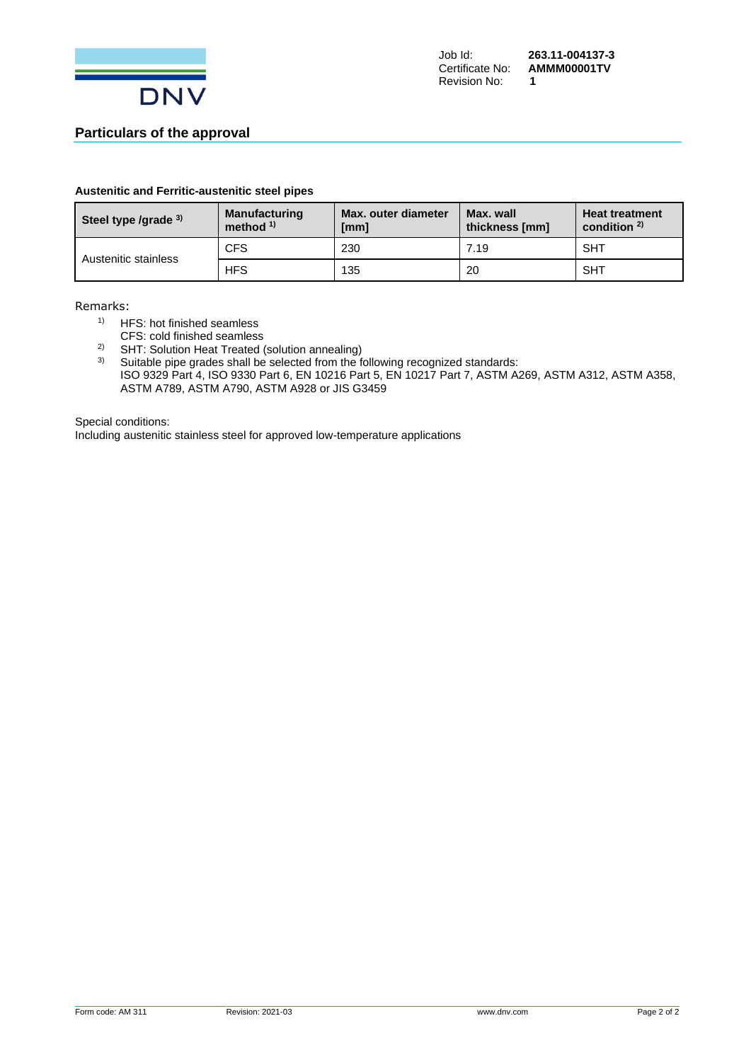Job Id: **263.11-004137-3**
Certificate No: **AMMM00001TV**
Revision No: **1**

## Particulars of the approval

### Austenitic and Ferritic-austenitic steel pipes

| Steel type /grade [3] | Manufacturing method [1] | Max. outer diameter [mm] | Max. wall thickness [mm] | Heat treatment condition [2] |
|---|---|---|---|---|
| Austenitic stainless | CFS | 230 | 7.19 | SHT |
| | HFS | 135 | 20 | SHT |

Remarks:

[1] HFS: hot finished seamless
CFS: cold finished seamless

[2] SHT: Solution Heat Treated (solution annealing)

[3] Suitable pipe grades shall be selected from the following recognized standards:
ISO 9329 Part 4, ISO 9330 Part 6, EN 10216 Part 5, EN 10217 Part 7, ASTM A269, ASTM A312, ASTM A358, ASTM A789, ASTM A790, ASTM A928 or JIS G3459

Special conditions:
Including austenitic stainless steel for approved low-temperature applications